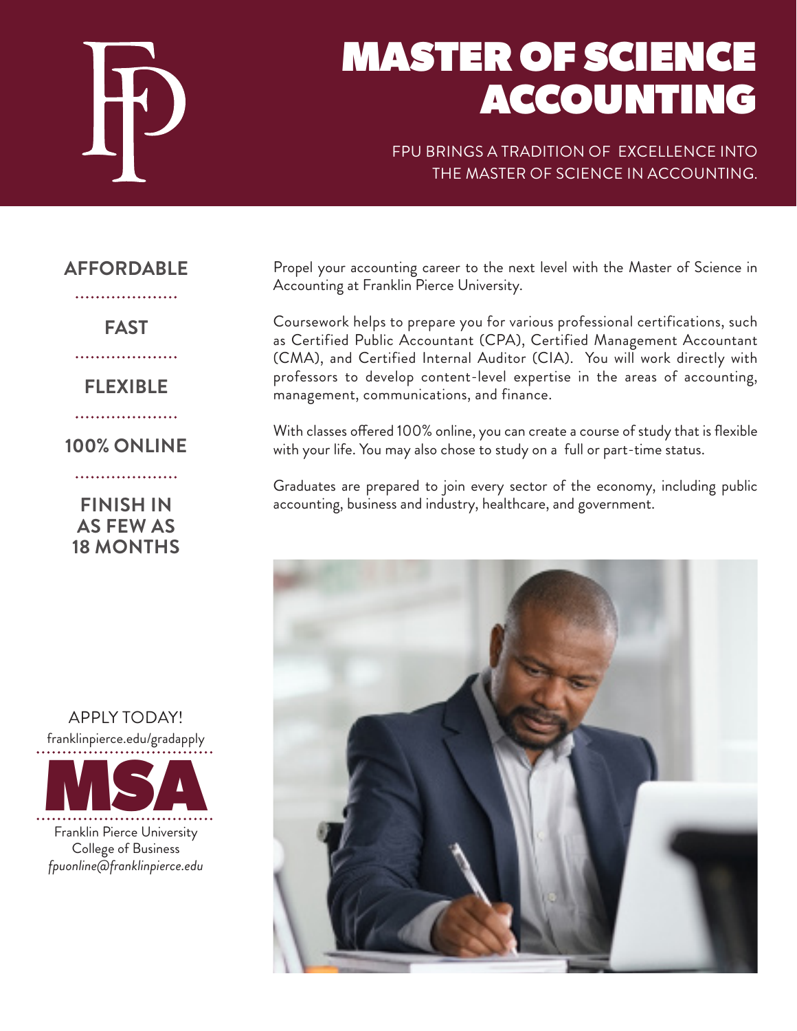# MASTER OF SCIENCE ACCOUNTING

FPU BRINGS A TRADITION OF EXCELLENCE INTO THE MASTER OF SCIENCE IN ACCOUNTING.

**AFFORDABLE**

**FAST**

**FLEXIBLE**

**100% ONLINE**

**FINISH IN AS FEW AS 18 MONTHS**

Propel your accounting career to the next level with the Master of Science in Accounting at Franklin Pierce University.

Coursework helps to prepare you for various professional certifications, such as Certified Public Accountant (CPA), Certified Management Accountant (CMA), and Certified Internal Auditor (CIA). You will work directly with professors to develop content-level expertise in the areas of accounting, management, communications, and finance.

With classes offered 100% online, you can create a course of study that is flexible with your life. You may also chose to study on a full or part-time status.

Graduates are prepared to join every sector of the economy, including public accounting, business and industry, healthcare, and government.

APPLY TODAY!
franklinpierce.edu/gradapply

**MSA**

Franklin Pierce University
College of Business
*fpuonline@franklinpierce.edu*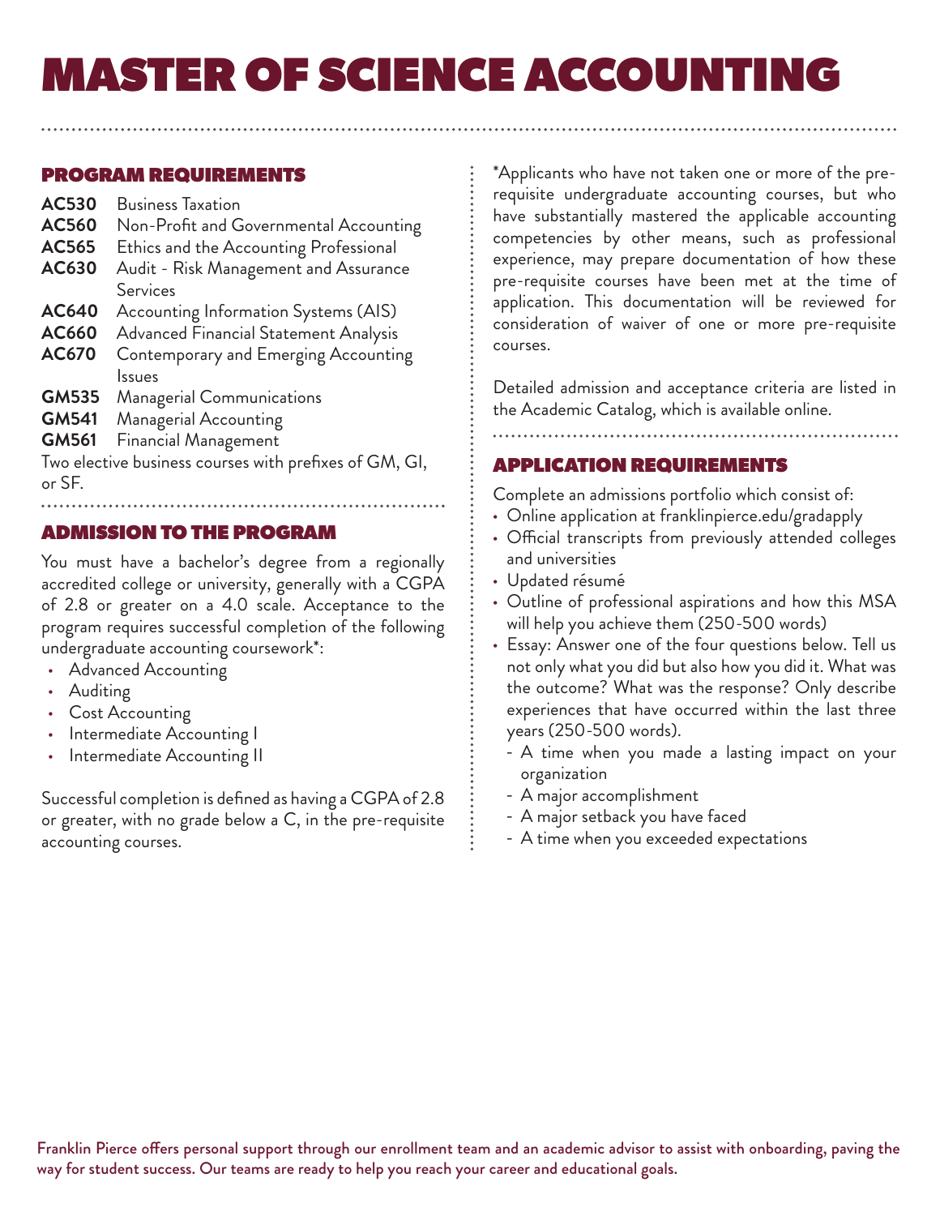# MASTER OF SCIENCE ACCOUNTING

## PROGRAM REQUIREMENTS

**AC530** Business Taxation
**AC560** Non-Profit and Governmental Accounting
**AC565** Ethics and the Accounting Professional
**AC630** Audit - Risk Management and Assurance Services
**AC640** Accounting Information Systems (AIS)
**AC660** Advanced Financial Statement Analysis
**AC670** Contemporary and Emerging Accounting Issues
**GM535** Managerial Communications
**GM541** Managerial Accounting
**GM561** Financial Management

Two elective business courses with prefixes of GM, GI, or SF.

## ADMISSION TO THE PROGRAM

You must have a bachelor's degree from a regionally accredited college or university, generally with a CGPA of 2.8 or greater on a 4.0 scale. Acceptance to the program requires successful completion of the following undergraduate accounting coursework*:

- Advanced Accounting
- Auditing
- Cost Accounting
- Intermediate Accounting I
- Intermediate Accounting II

Successful completion is defined as having a CGPA of 2.8 or greater, with no grade below a C, in the pre-requisite accounting courses.

*Applicants who have not taken one or more of the pre-requisite undergraduate accounting courses, but who have substantially mastered the applicable accounting competencies by other means, such as professional experience, may prepare documentation of how these pre-requisite courses have been met at the time of application. This documentation will be reviewed for consideration of waiver of one or more pre-requisite courses.

Detailed admission and acceptance criteria are listed in the Academic Catalog, which is available online.

## APPLICATION REQUIREMENTS

Complete an admissions portfolio which consist of:

- Online application at franklinpierce.edu/gradapply
- Official transcripts from previously attended colleges and universities
- Updated résumé
- Outline of professional aspirations and how this MSA will help you achieve them (250-500 words)
- Essay: Answer one of the four questions below. Tell us not only what you did but also how you did it. What was the outcome? What was the response? Only describe experiences that have occurred within the last three years (250-500 words).
  - A time when you made a lasting impact on your organization
  - A major accomplishment
  - A major setback you have faced
  - A time when you exceeded expectations

Franklin Pierce offers personal support through our enrollment team and an academic advisor to assist with onboarding, paving the way for student success. Our teams are ready to help you reach your career and educational goals.